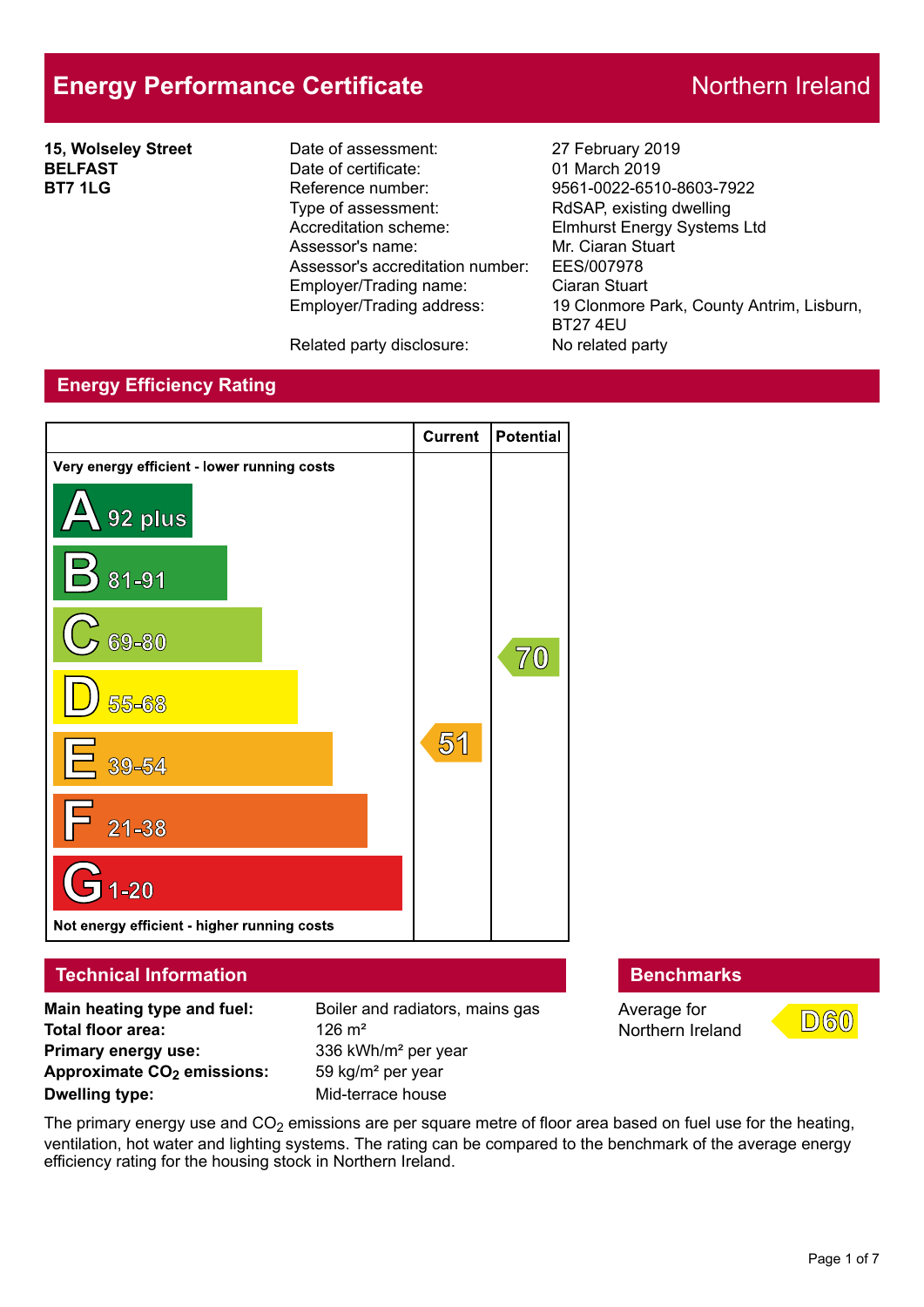# Energy Performance Certificate

Northern Ireland

**15, Wolseley Street**
**BELFAST**
**BT7 1LG**

| | |
|---|---|
| Date of assessment: | 27 February 2019 |
| Date of certificate: | 01 March 2019 |
| Reference number: | 9561-0022-6510-8603-7922 |
| Type of assessment: | RdSAP, existing dwelling |
| Accreditation scheme: | Elmhurst Energy Systems Ltd |
| Assessor's name: | Mr. Ciaran Stuart |
| Assessor's accreditation number: | EES/007978 |
| Employer/Trading name: | Ciaran Stuart |
| Employer/Trading address: | 19 Clonmore Park, County Antrim, Lisburn, BT27 4EU |
| Related party disclosure: | No related party |

## Energy Efficiency Rating

Current | Potential

Very energy efficient - lower running costs

A 92 plus

B 81-91

C 69-80

D 55-68

E 39-54

F 21-38

G 1-20

Not energy efficient - higher running costs

Current: 51

Potential: 70

## Technical Information

| | |
|---|---|
| **Main heating type and fuel:** | Boiler and radiators, mains gas |
| **Total floor area:** | 126 m² |
| **Primary energy use:** | 336 kWh/m² per year |
| **Approximate $CO_2$ emissions:** | 59 kg/m² per year |
| **Dwelling type:** | Mid-terrace house |

## Benchmarks

Average for Northern Ireland: D60

The primary energy use and $CO_2$ emissions are per square metre of floor area based on fuel use for the heating, ventilation, hot water and lighting systems. The rating can be compared to the benchmark of the average energy efficiency rating for the housing stock in Northern Ireland.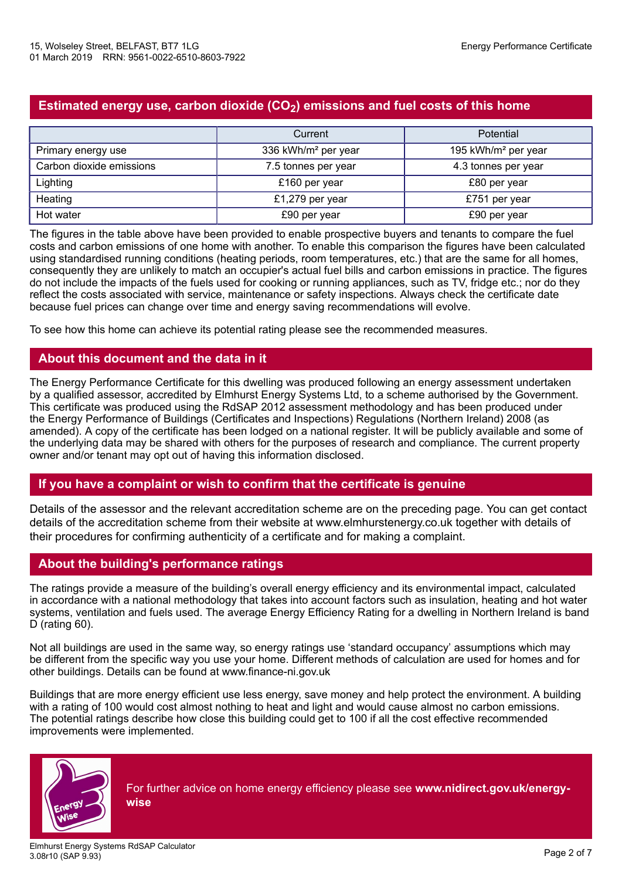## Estimated energy use, carbon dioxide ($CO_2$) emissions and fuel costs of this home

| | Current | Potential |
|---|---|---|
| Primary energy use | 336 kWh/m² per year | 195 kWh/m² per year |
| Carbon dioxide emissions | 7.5 tonnes per year | 4.3 tonnes per year |
| Lighting | £160 per year | £80 per year |
| Heating | £1,279 per year | £751 per year |
| Hot water | £90 per year | £90 per year |

The figures in the table above have been provided to enable prospective buyers and tenants to compare the fuel costs and carbon emissions of one home with another. To enable this comparison the figures have been calculated using standardised running conditions (heating periods, room temperatures, etc.) that are the same for all homes, consequently they are unlikely to match an occupier's actual fuel bills and carbon emissions in practice. The figures do not include the impacts of the fuels used for cooking or running appliances, such as TV, fridge etc.; nor do they reflect the costs associated with service, maintenance or safety inspections. Always check the certificate date because fuel prices can change over time and energy saving recommendations will evolve.

To see how this home can achieve its potential rating please see the recommended measures.

## About this document and the data in it

The Energy Performance Certificate for this dwelling was produced following an energy assessment undertaken by a qualified assessor, accredited by Elmhurst Energy Systems Ltd, to a scheme authorised by the Government. This certificate was produced using the RdSAP 2012 assessment methodology and has been produced under the Energy Performance of Buildings (Certificates and Inspections) Regulations (Northern Ireland) 2008 (as amended). A copy of the certificate has been lodged on a national register. It will be publicly available and some of the underlying data may be shared with others for the purposes of research and compliance. The current property owner and/or tenant may opt out of having this information disclosed.

## If you have a complaint or wish to confirm that the certificate is genuine

Details of the assessor and the relevant accreditation scheme are on the preceding page. You can get contact details of the accreditation scheme from their website at www.elmhurstenergy.co.uk together with details of their procedures for confirming authenticity of a certificate and for making a complaint.

## About the building's performance ratings

The ratings provide a measure of the building's overall energy efficiency and its environmental impact, calculated in accordance with a national methodology that takes into account factors such as insulation, heating and hot water systems, ventilation and fuels used. The average Energy Efficiency Rating for a dwelling in Northern Ireland is band D (rating 60).

Not all buildings are used in the same way, so energy ratings use 'standard occupancy' assumptions which may be different from the specific way you use your home. Different methods of calculation are used for homes and for other buildings. Details can be found at www.finance-ni.gov.uk

Buildings that are more energy efficient use less energy, save money and help protect the environment. A building with a rating of 100 would cost almost nothing to heat and light and would cause almost no carbon emissions. The potential ratings describe how close this building could get to 100 if all the cost effective recommended improvements were implemented.

For further advice on home energy efficiency please see **www.nidirect.gov.uk/energy-wise**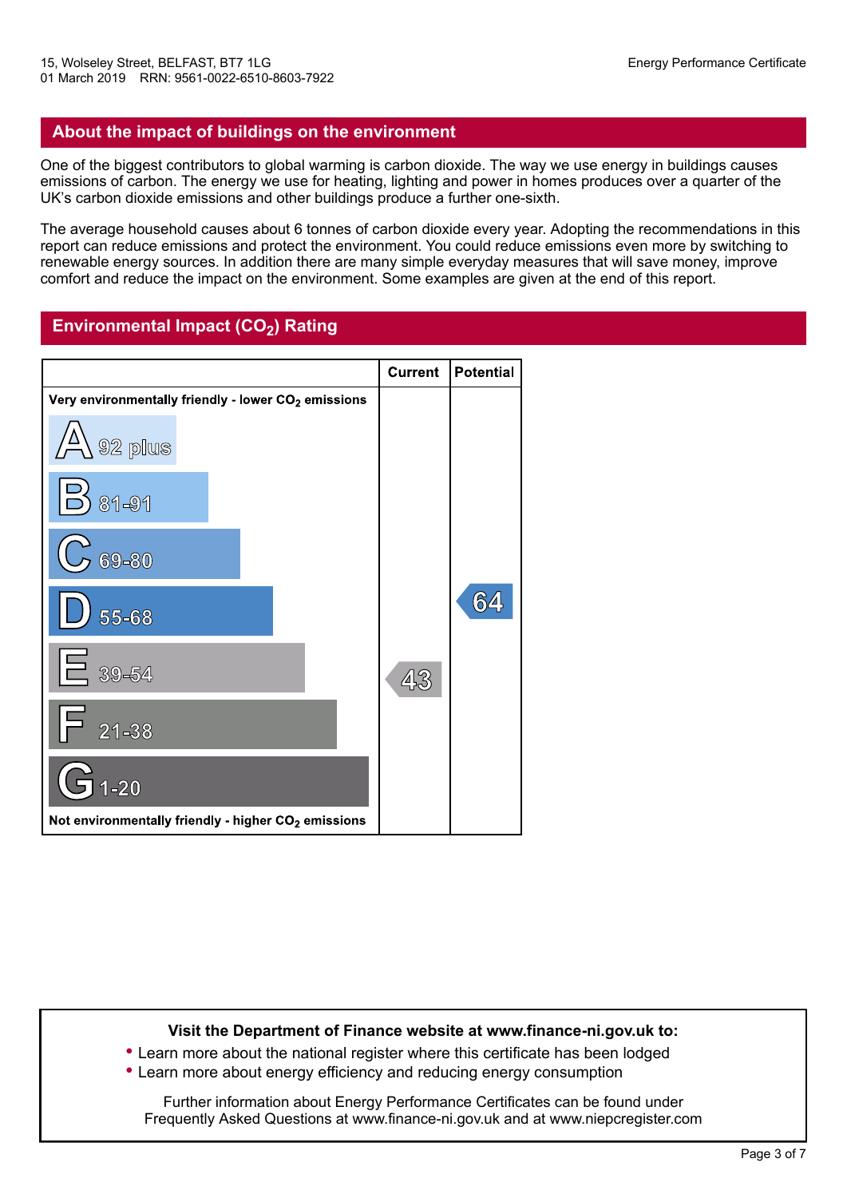15, Wolseley Street, BELFAST, BT7 1LG
01 March 2019 RRN: 9561-0022-6510-8603-7922

Energy Performance Certificate

## About the impact of buildings on the environment

One of the biggest contributors to global warming is carbon dioxide. The way we use energy in buildings causes emissions of carbon. The energy we use for heating, lighting and power in homes produces over a quarter of the UK's carbon dioxide emissions and other buildings produce a further one-sixth.

The average household causes about 6 tonnes of carbon dioxide every year. Adopting the recommendations in this report can reduce emissions and protect the environment. You could reduce emissions even more by switching to renewable energy sources. In addition there are many simple everyday measures that will save money, improve comfort and reduce the impact on the environment. Some examples are given at the end of this report.

## Environmental Impact ($CO_2$) Rating

Current | Potential

Very environmentally friendly - lower $CO_2$ emissions

A 92 plus

B 81-91

C 69-80

D 55-68

E 39-54

F 21-38

G 1-20

Not environmentally friendly - higher $CO_2$ emissions

43

64

**Visit the Department of Finance website at www.finance-ni.gov.uk to:**

- Learn more about the national register where this certificate has been lodged
- Learn more about energy efficiency and reducing energy consumption

Further information about Energy Performance Certificates can be found under Frequently Asked Questions at www.finance-ni.gov.uk and at www.niepcregister.com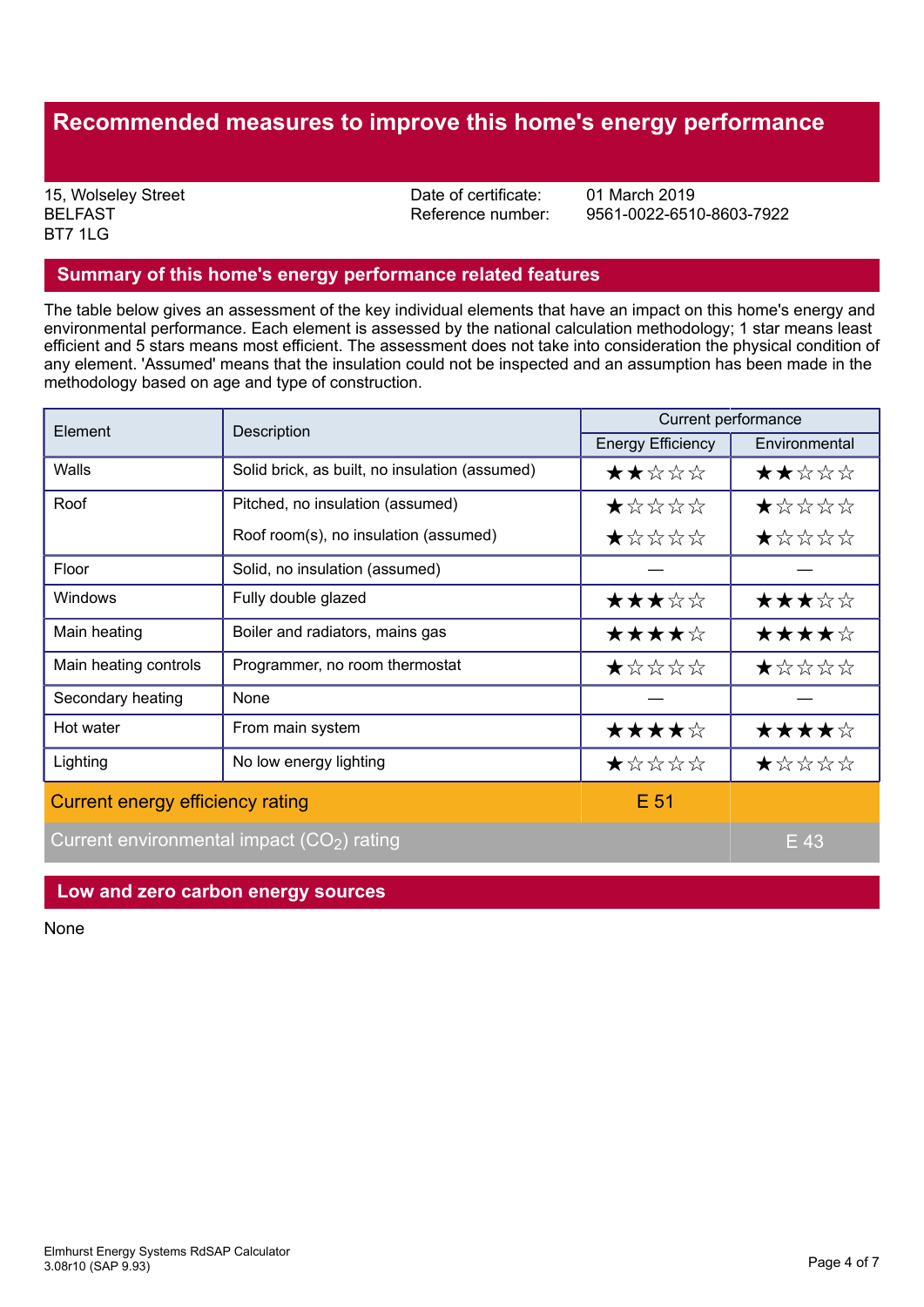# Recommended measures to improve this home's energy performance

15, Wolseley Street
BELFAST
BT7 1LG

Date of certificate: 01 March 2019
Reference number: 9561-0022-6510-8603-7922

## Summary of this home's energy performance related features

The table below gives an assessment of the key individual elements that have an impact on this home's energy and environmental performance. Each element is assessed by the national calculation methodology; 1 star means least efficient and 5 stars means most efficient. The assessment does not take into consideration the physical condition of any element. 'Assumed' means that the insulation could not be inspected and an assumption has been made in the methodology based on age and type of construction.

| Element | Description | Current performance | |
|---|---|---|---|
| | | Energy Efficiency | Environmental |
| Walls | Solid brick, as built, no insulation (assumed) | ★★☆☆☆ | ★★☆☆☆ |
| Roof | Pitched, no insulation (assumed) | ★☆☆☆☆ | ★☆☆☆☆ |
| | Roof room(s), no insulation (assumed) | ★☆☆☆☆ | ★☆☆☆☆ |
| Floor | Solid, no insulation (assumed) | — | — |
| Windows | Fully double glazed | ★★★☆☆ | ★★★☆☆ |
| Main heating | Boiler and radiators, mains gas | ★★★★☆ | ★★★★☆ |
| Main heating controls | Programmer, no room thermostat | ★☆☆☆☆ | ★☆☆☆☆ |
| Secondary heating | None | — | — |
| Hot water | From main system | ★★★★☆ | ★★★★☆ |
| Lighting | No low energy lighting | ★☆☆☆☆ | ★☆☆☆☆ |
| Current energy efficiency rating | | E 51 | |
| Current environmental impact ($CO_2$) rating | | | E 43 |

## Low and zero carbon energy sources

None

Elmhurst Energy Systems RdSAP Calculator
3.08r10 (SAP 9.93)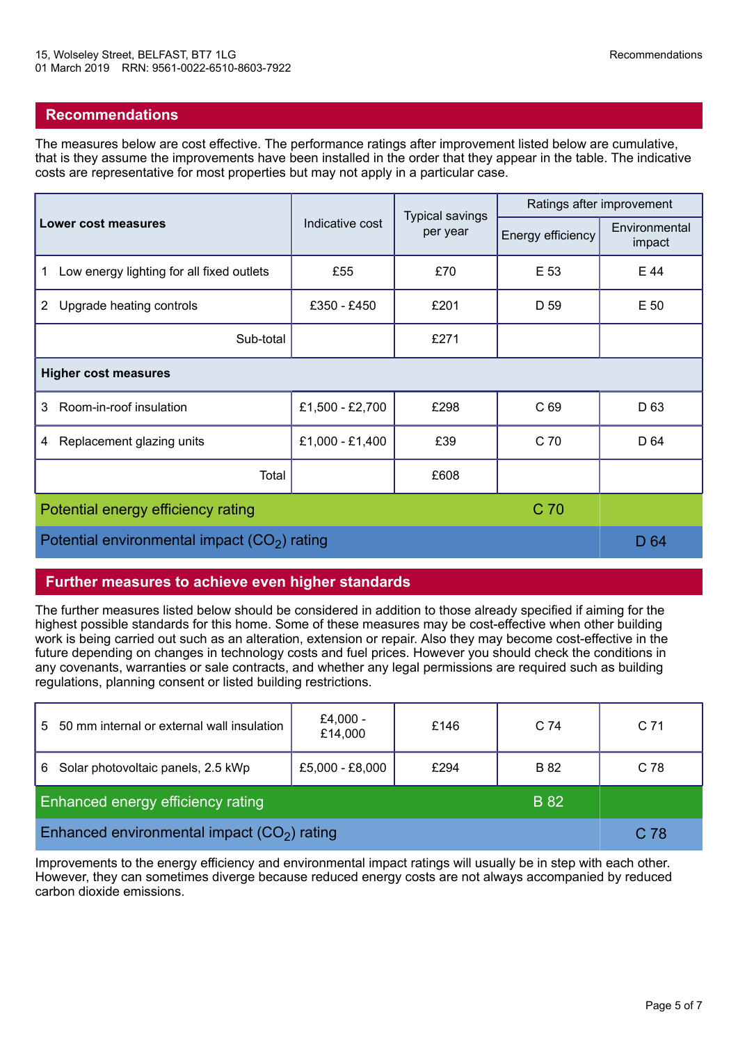## Recommendations

The measures below are cost effective. The performance ratings after improvement listed below are cumulative, that is they assume the improvements have been installed in the order that they appear in the table. The indicative costs are representative for most properties but may not apply in a particular case.

| Lower cost measures | Indicative cost | Typical savings per year | Ratings after improvement | |
|---|---|---|---|---|
| | | | Energy efficiency | Environmental impact |
| 1 Low energy lighting for all fixed outlets | £55 | £70 | E 53 | E 44 |
| 2 Upgrade heating controls | £350 - £450 | £201 | D 59 | E 50 |
| Sub-total | | £271 | | |
| **Higher cost measures** | | | | |
| 3 Room-in-roof insulation | £1,500 - £2,700 | £298 | C 69 | D 63 |
| 4 Replacement glazing units | £1,000 - £1,400 | £39 | C 70 | D 64 |
| Total | | £608 | | |
| Potential energy efficiency rating | | | C 70 | |
| Potential environmental impact ($CO_2$) rating | | | | D 64 |

## Further measures to achieve even higher standards

The further measures listed below should be considered in addition to those already specified if aiming for the highest possible standards for this home. Some of these measures may be cost-effective when other building work is being carried out such as an alteration, extension or repair. Also they may become cost-effective in the future depending on changes in technology costs and fuel prices. However you should check the conditions in any covenants, warranties or sale contracts, and whether any legal permissions are required such as building regulations, planning consent or listed building restrictions.

| | | | | |
|---|---|---|---|---|
| 5 50 mm internal or external wall insulation | £4,000 - £14,000 | £146 | C 74 | C 71 |
| 6 Solar photovoltaic panels, 2.5 kWp | £5,000 - £8,000 | £294 | B 82 | C 78 |
| Enhanced energy efficiency rating | | | B 82 | |
| Enhanced environmental impact ($CO_2$) rating | | | | C 78 |

Improvements to the energy efficiency and environmental impact ratings will usually be in step with each other. However, they can sometimes diverge because reduced energy costs are not always accompanied by reduced carbon dioxide emissions.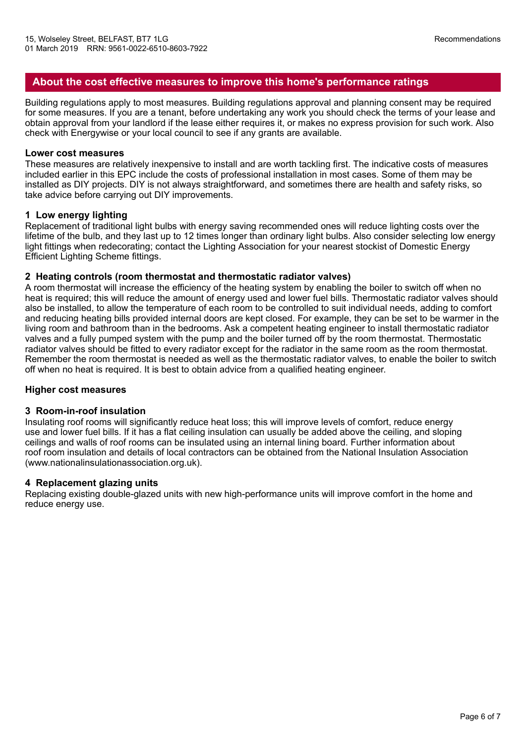## About the cost effective measures to improve this home's performance ratings

Building regulations apply to most measures. Building regulations approval and planning consent may be required for some measures. If you are a tenant, before undertaking any work you should check the terms of your lease and obtain approval from your landlord if the lease either requires it, or makes no express provision for such work. Also check with Energywise or your local council to see if any grants are available.

### Lower cost measures

These measures are relatively inexpensive to install and are worth tackling first. The indicative costs of measures included earlier in this EPC include the costs of professional installation in most cases. Some of them may be installed as DIY projects. DIY is not always straightforward, and sometimes there are health and safety risks, so take advice before carrying out DIY improvements.

#### 1 Low energy lighting

Replacement of traditional light bulbs with energy saving recommended ones will reduce lighting costs over the lifetime of the bulb, and they last up to 12 times longer than ordinary light bulbs. Also consider selecting low energy light fittings when redecorating; contact the Lighting Association for your nearest stockist of Domestic Energy Efficient Lighting Scheme fittings.

#### 2 Heating controls (room thermostat and thermostatic radiator valves)

A room thermostat will increase the efficiency of the heating system by enabling the boiler to switch off when no heat is required; this will reduce the amount of energy used and lower fuel bills. Thermostatic radiator valves should also be installed, to allow the temperature of each room to be controlled to suit individual needs, adding to comfort and reducing heating bills provided internal doors are kept closed. For example, they can be set to be warmer in the living room and bathroom than in the bedrooms. Ask a competent heating engineer to install thermostatic radiator valves and a fully pumped system with the pump and the boiler turned off by the room thermostat. Thermostatic radiator valves should be fitted to every radiator except for the radiator in the same room as the room thermostat. Remember the room thermostat is needed as well as the thermostatic radiator valves, to enable the boiler to switch off when no heat is required. It is best to obtain advice from a qualified heating engineer.

### Higher cost measures

#### 3 Room-in-roof insulation

Insulating roof rooms will significantly reduce heat loss; this will improve levels of comfort, reduce energy use and lower fuel bills. If it has a flat ceiling insulation can usually be added above the ceiling, and sloping ceilings and walls of roof rooms can be insulated using an internal lining board. Further information about roof room insulation and details of local contractors can be obtained from the National Insulation Association (www.nationalinsulationassociation.org.uk).

#### 4 Replacement glazing units

Replacing existing double-glazed units with new high-performance units will improve comfort in the home and reduce energy use.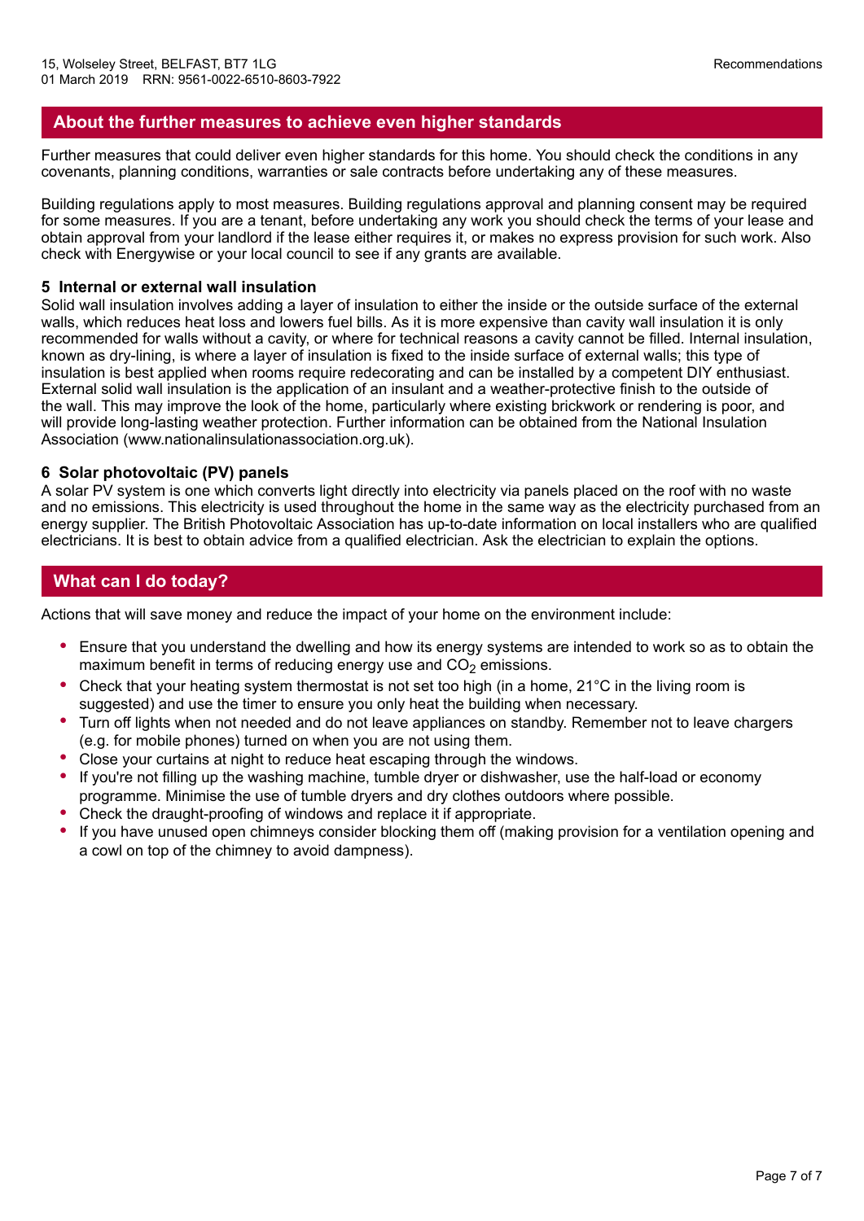## About the further measures to achieve even higher standards

Further measures that could deliver even higher standards for this home. You should check the conditions in any covenants, planning conditions, warranties or sale contracts before undertaking any of these measures.

Building regulations apply to most measures. Building regulations approval and planning consent may be required for some measures. If you are a tenant, before undertaking any work you should check the terms of your lease and obtain approval from your landlord if the lease either requires it, or makes no express provision for such work. Also check with Energywise or your local council to see if any grants are available.

**5 Internal or external wall insulation**

Solid wall insulation involves adding a layer of insulation to either the inside or the outside surface of the external walls, which reduces heat loss and lowers fuel bills. As it is more expensive than cavity wall insulation it is only recommended for walls without a cavity, or where for technical reasons a cavity cannot be filled. Internal insulation, known as dry-lining, is where a layer of insulation is fixed to the inside surface of external walls; this type of insulation is best applied when rooms require redecorating and can be installed by a competent DIY enthusiast. External solid wall insulation is the application of an insulant and a weather-protective finish to the outside of the wall. This may improve the look of the home, particularly where existing brickwork or rendering is poor, and will provide long-lasting weather protection. Further information can be obtained from the National Insulation Association (www.nationalinsulationassociation.org.uk).

**6 Solar photovoltaic (PV) panels**

A solar PV system is one which converts light directly into electricity via panels placed on the roof with no waste and no emissions. This electricity is used throughout the home in the same way as the electricity purchased from an energy supplier. The British Photovoltaic Association has up-to-date information on local installers who are qualified electricians. It is best to obtain advice from a qualified electrician. Ask the electrician to explain the options.

## What can I do today?

Actions that will save money and reduce the impact of your home on the environment include:

- Ensure that you understand the dwelling and how its energy systems are intended to work so as to obtain the maximum benefit in terms of reducing energy use and $CO_2$ emissions.
- Check that your heating system thermostat is not set too high (in a home, 21°C in the living room is suggested) and use the timer to ensure you only heat the building when necessary.
- Turn off lights when not needed and do not leave appliances on standby. Remember not to leave chargers (e.g. for mobile phones) turned on when you are not using them.
- Close your curtains at night to reduce heat escaping through the windows.
- If you're not filling up the washing machine, tumble dryer or dishwasher, use the half-load or economy programme. Minimise the use of tumble dryers and dry clothes outdoors where possible.
- Check the draught-proofing of windows and replace it if appropriate.
- If you have unused open chimneys consider blocking them off (making provision for a ventilation opening and a cowl on top of the chimney to avoid dampness).